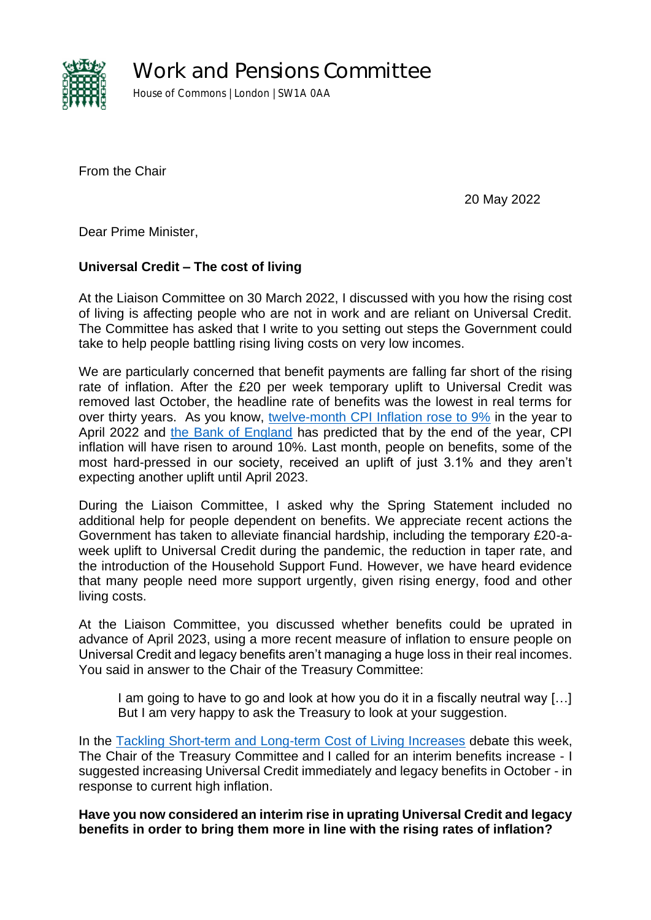# Work and Pensions Committee

House of Commons | London | SW1A 0AA

From the Chair

20 May 2022

Dear Prime Minister,

**Universal Credit – The cost of living**

At the Liaison Committee on 30 March 2022, I discussed with you how the rising cost of living is affecting people who are not in work and are reliant on Universal Credit. The Committee has asked that I write to you setting out steps the Government could take to help people battling rising living costs on very low incomes.

We are particularly concerned that benefit payments are falling far short of the rising rate of inflation. After the £20 per week temporary uplift to Universal Credit was removed last October, the headline rate of benefits was the lowest in real terms for over thirty years. As you know, [twelve-month CPI Inflation rose to 9%] in the year to April 2022 and [the Bank of England] has predicted that by the end of the year, CPI inflation will have risen to around 10%. Last month, people on benefits, some of the most hard-pressed in our society, received an uplift of just 3.1% and they aren't expecting another uplift until April 2023.

During the Liaison Committee, I asked why the Spring Statement included no additional help for people dependent on benefits. We appreciate recent actions the Government has taken to alleviate financial hardship, including the temporary £20-a-week uplift to Universal Credit during the pandemic, the reduction in taper rate, and the introduction of the Household Support Fund. However, we have heard evidence that many people need more support urgently, given rising energy, food and other living costs.

At the Liaison Committee, you discussed whether benefits could be uprated in advance of April 2023, using a more recent measure of inflation to ensure people on Universal Credit and legacy benefits aren't managing a huge loss in their real incomes. You said in answer to the Chair of the Treasury Committee:

> I am going to have to go and look at how you do it in a fiscally neutral way […] But I am very happy to ask the Treasury to look at your suggestion.

In the [Tackling Short-term and Long-term Cost of Living Increases] debate this week, The Chair of the Treasury Committee and I called for an interim benefits increase - I suggested increasing Universal Credit immediately and legacy benefits in October - in response to current high inflation.

**Have you now considered an interim rise in uprating Universal Credit and legacy benefits in order to bring them more in line with the rising rates of inflation?**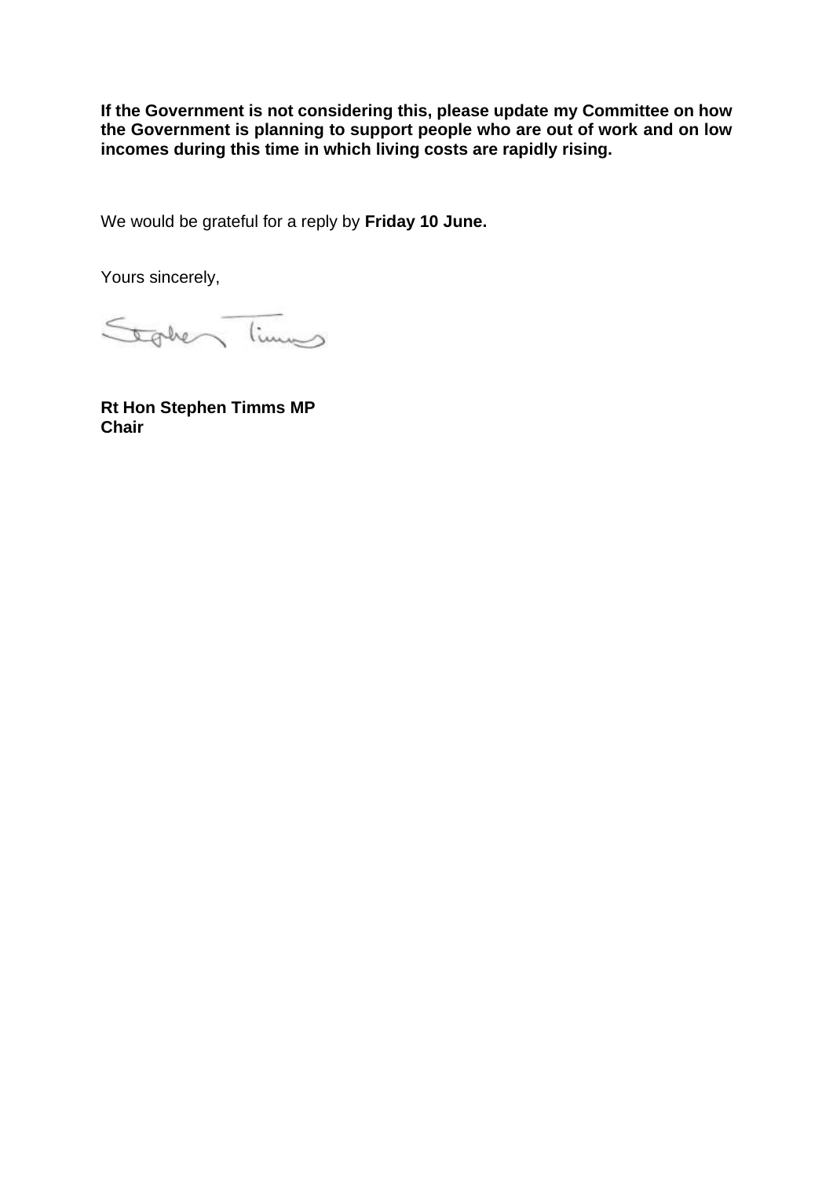**If the Government is not considering this, please update my Committee on how the Government is planning to support people who are out of work and on low incomes during this time in which living costs are rapidly rising.**

We would be grateful for a reply by **Friday 10 June.**

Yours sincerely,

**Rt Hon Stephen Timms MP**
**Chair**